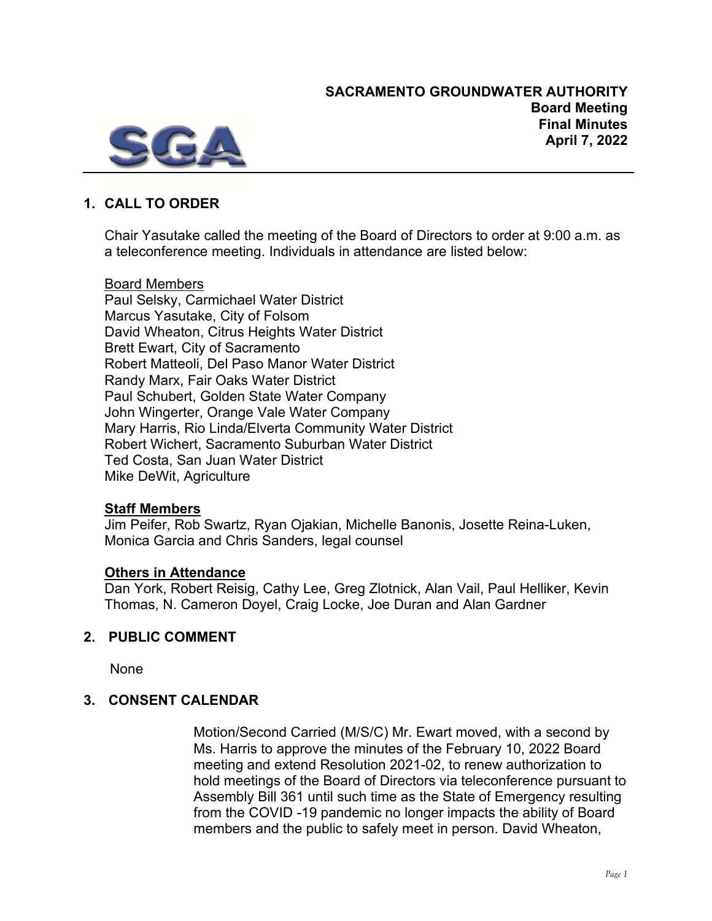**SACRAMENTO GROUNDWATER AUTHORITY**
**Board Meeting**
**Final Minutes**
**April 7, 2022**

## 1. CALL TO ORDER

Chair Yasutake called the meeting of the Board of Directors to order at 9:00 a.m. as a teleconference meeting. Individuals in attendance are listed below:

Board Members
Paul Selsky, Carmichael Water District
Marcus Yasutake, City of Folsom
David Wheaton, Citrus Heights Water District
Brett Ewart, City of Sacramento
Robert Matteoli, Del Paso Manor Water District
Randy Marx, Fair Oaks Water District
Paul Schubert, Golden State Water Company
John Wingerter, Orange Vale Water Company
Mary Harris, Rio Linda/Elverta Community Water District
Robert Wichert, Sacramento Suburban Water District
Ted Costa, San Juan Water District
Mike DeWit, Agriculture

**Staff Members**
Jim Peifer, Rob Swartz, Ryan Ojakian, Michelle Banonis, Josette Reina-Luken, Monica Garcia and Chris Sanders, legal counsel

**Others in Attendance**
Dan York, Robert Reisig, Cathy Lee, Greg Zlotnick, Alan Vail, Paul Helliker, Kevin Thomas, N. Cameron Doyel, Craig Locke, Joe Duran and Alan Gardner

## 2. PUBLIC COMMENT

None

## 3. CONSENT CALENDAR

Motion/Second Carried (M/S/C) Mr. Ewart moved, with a second by Ms. Harris to approve the minutes of the February 10, 2022 Board meeting and extend Resolution 2021-02, to renew authorization to hold meetings of the Board of Directors via teleconference pursuant to Assembly Bill 361 until such time as the State of Emergency resulting from the COVID -19 pandemic no longer impacts the ability of Board members and the public to safely meet in person. David Wheaton,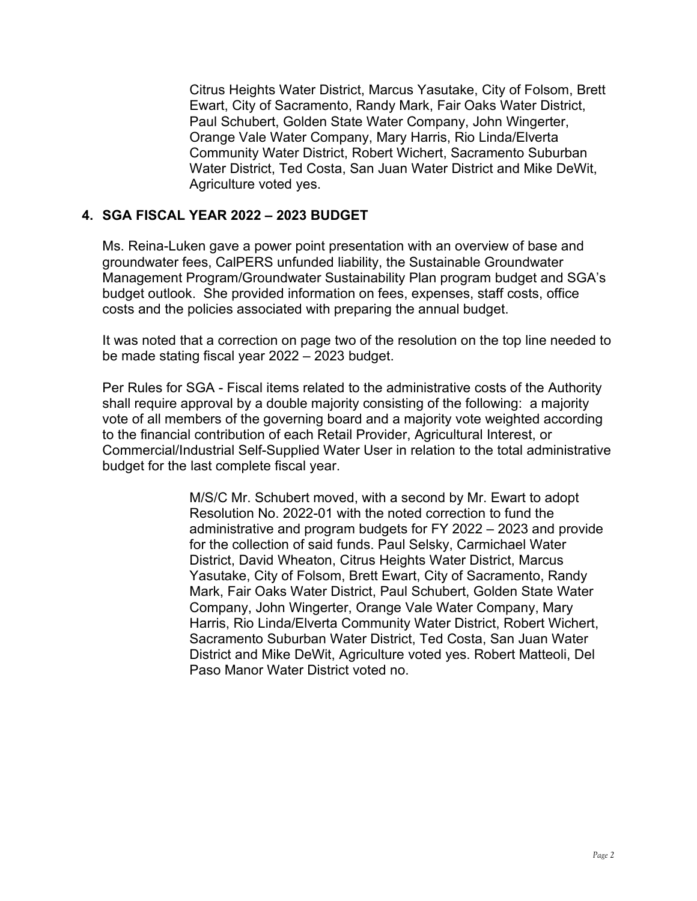Citrus Heights Water District, Marcus Yasutake, City of Folsom, Brett Ewart, City of Sacramento, Randy Mark, Fair Oaks Water District, Paul Schubert, Golden State Water Company, John Wingerter, Orange Vale Water Company, Mary Harris, Rio Linda/Elverta Community Water District, Robert Wichert, Sacramento Suburban Water District, Ted Costa, San Juan Water District and Mike DeWit, Agriculture voted yes.

## 4. SGA FISCAL YEAR 2022 – 2023 BUDGET

Ms. Reina-Luken gave a power point presentation with an overview of base and groundwater fees, CalPERS unfunded liability, the Sustainable Groundwater Management Program/Groundwater Sustainability Plan program budget and SGA's budget outlook. She provided information on fees, expenses, staff costs, office costs and the policies associated with preparing the annual budget.

It was noted that a correction on page two of the resolution on the top line needed to be made stating fiscal year 2022 – 2023 budget.

Per Rules for SGA - Fiscal items related to the administrative costs of the Authority shall require approval by a double majority consisting of the following: a majority vote of all members of the governing board and a majority vote weighted according to the financial contribution of each Retail Provider, Agricultural Interest, or Commercial/Industrial Self-Supplied Water User in relation to the total administrative budget for the last complete fiscal year.

M/S/C Mr. Schubert moved, with a second by Mr. Ewart to adopt Resolution No. 2022-01 with the noted correction to fund the administrative and program budgets for FY 2022 – 2023 and provide for the collection of said funds. Paul Selsky, Carmichael Water District, David Wheaton, Citrus Heights Water District, Marcus Yasutake, City of Folsom, Brett Ewart, City of Sacramento, Randy Mark, Fair Oaks Water District, Paul Schubert, Golden State Water Company, John Wingerter, Orange Vale Water Company, Mary Harris, Rio Linda/Elverta Community Water District, Robert Wichert, Sacramento Suburban Water District, Ted Costa, San Juan Water District and Mike DeWit, Agriculture voted yes. Robert Matteoli, Del Paso Manor Water District voted no.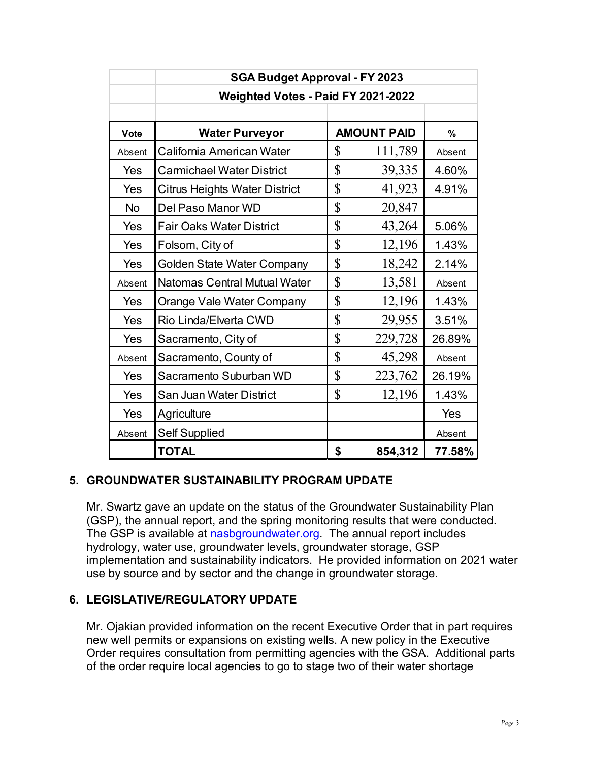| | SGA Budget Approval - FY 2023 | | |
|---|---|---|---|
| | Weighted Votes - Paid FY 2021-2022 | | |
| | | | |
| **Vote** | **Water Purveyor** | **AMOUNT PAID** | **%** |
| Absent | California American Water | $ 111,789 | Absent |
| Yes | Carmichael Water District | $ 39,335 | 4.60% |
| Yes | Citrus Heights Water District | $ 41,923 | 4.91% |
| No | Del Paso Manor WD | $ 20,847 | |
| Yes | Fair Oaks Water District | $ 43,264 | 5.06% |
| Yes | Folsom, City of | $ 12,196 | 1.43% |
| Yes | Golden State Water Company | $ 18,242 | 2.14% |
| Absent | Natomas Central Mutual Water | $ 13,581 | Absent |
| Yes | Orange Vale Water Company | $ 12,196 | 1.43% |
| Yes | Rio Linda/Elverta CWD | $ 29,955 | 3.51% |
| Yes | Sacramento, City of | $ 229,728 | 26.89% |
| Absent | Sacramento, County of | $ 45,298 | Absent |
| Yes | Sacramento Suburban WD | $ 223,762 | 26.19% |
| Yes | San Juan Water District | $ 12,196 | 1.43% |
| Yes | Agriculture | | Yes |
| Absent | Self Supplied | | Absent |
| | **TOTAL** | **$ 854,312** | **77.58%** |

## 5. GROUNDWATER SUSTAINABILITY PROGRAM UPDATE

Mr. Swartz gave an update on the status of the Groundwater Sustainability Plan (GSP), the annual report, and the spring monitoring results that were conducted. The GSP is available at nasbgroundwater.org. The annual report includes hydrology, water use, groundwater levels, groundwater storage, GSP implementation and sustainability indicators. He provided information on 2021 water use by source and by sector and the change in groundwater storage.

## 6. LEGISLATIVE/REGULATORY UPDATE

Mr. Ojakian provided information on the recent Executive Order that in part requires new well permits or expansions on existing wells. A new policy in the Executive Order requires consultation from permitting agencies with the GSA. Additional parts of the order require local agencies to go to stage two of their water shortage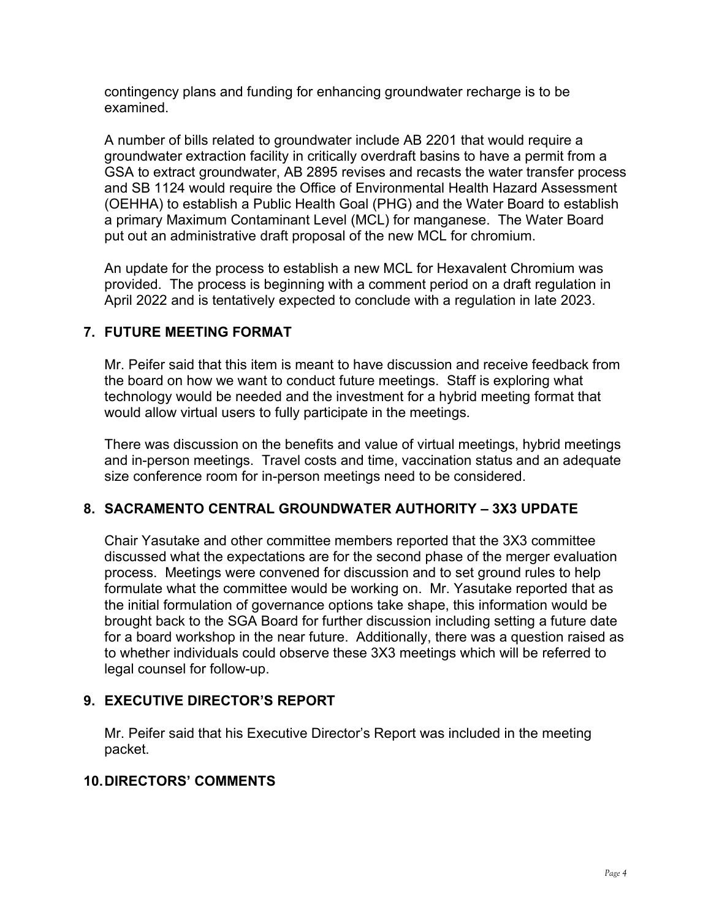contingency plans and funding for enhancing groundwater recharge is to be examined.

A number of bills related to groundwater include AB 2201 that would require a groundwater extraction facility in critically overdraft basins to have a permit from a GSA to extract groundwater, AB 2895 revises and recasts the water transfer process and SB 1124 would require the Office of Environmental Health Hazard Assessment (OEHHA) to establish a Public Health Goal (PHG) and the Water Board to establish a primary Maximum Contaminant Level (MCL) for manganese. The Water Board put out an administrative draft proposal of the new MCL for chromium.

An update for the process to establish a new MCL for Hexavalent Chromium was provided. The process is beginning with a comment period on a draft regulation in April 2022 and is tentatively expected to conclude with a regulation in late 2023.

## 7. FUTURE MEETING FORMAT

Mr. Peifer said that this item is meant to have discussion and receive feedback from the board on how we want to conduct future meetings. Staff is exploring what technology would be needed and the investment for a hybrid meeting format that would allow virtual users to fully participate in the meetings.

There was discussion on the benefits and value of virtual meetings, hybrid meetings and in-person meetings. Travel costs and time, vaccination status and an adequate size conference room for in-person meetings need to be considered.

## 8. SACRAMENTO CENTRAL GROUNDWATER AUTHORITY – 3X3 UPDATE

Chair Yasutake and other committee members reported that the 3X3 committee discussed what the expectations are for the second phase of the merger evaluation process. Meetings were convened for discussion and to set ground rules to help formulate what the committee would be working on. Mr. Yasutake reported that as the initial formulation of governance options take shape, this information would be brought back to the SGA Board for further discussion including setting a future date for a board workshop in the near future. Additionally, there was a question raised as to whether individuals could observe these 3X3 meetings which will be referred to legal counsel for follow-up.

## 9. EXECUTIVE DIRECTOR'S REPORT

Mr. Peifer said that his Executive Director's Report was included in the meeting packet.

## 10. DIRECTORS' COMMENTS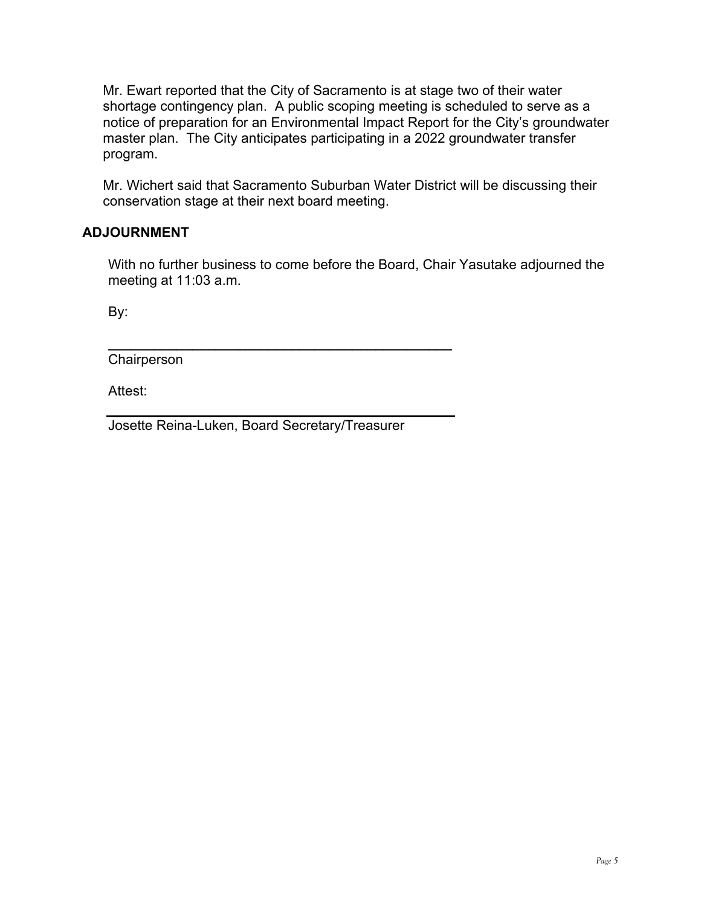Mr. Ewart reported that the City of Sacramento is at stage two of their water shortage contingency plan. A public scoping meeting is scheduled to serve as a notice of preparation for an Environmental Impact Report for the City's groundwater master plan. The City anticipates participating in a 2022 groundwater transfer program.

Mr. Wichert said that Sacramento Suburban Water District will be discussing their conservation stage at their next board meeting.

## ADJOURNMENT

With no further business to come before the Board, Chair Yasutake adjourned the meeting at 11:03 a.m.

By:

\_\_\_\_\_\_\_\_\_\_\_\_\_\_\_\_\_\_\_\_\_\_\_\_\_\_\_\_\_\_\_\_\_\_\_\_\_\_\_\_\_\_\_\_

Chairperson

Attest:

\_\_\_\_\_\_\_\_\_\_\_\_\_\_\_\_\_\_\_\_\_\_\_\_\_\_\_\_\_\_\_\_\_\_\_\_\_\_\_\_\_\_\_\_

Josette Reina-Luken, Board Secretary/Treasurer